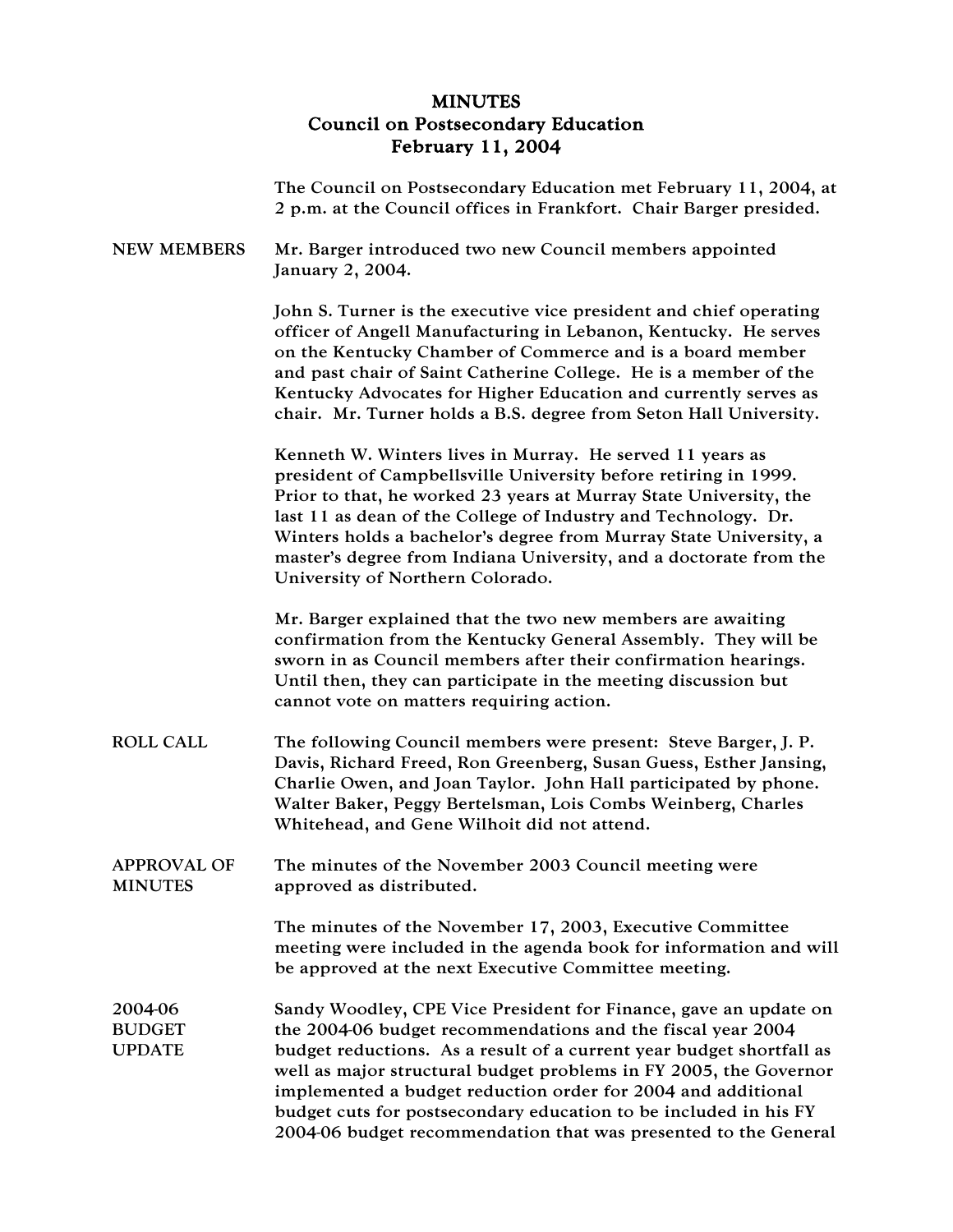# MINUTES
## Council on Postsecondary Education
## February 11, 2004

The Council on Postsecondary Education met February 11, 2004, at 2 p.m. at the Council offices in Frankfort. Chair Barger presided.

**NEW MEMBERS**

Mr. Barger introduced two new Council members appointed January 2, 2004.

John S. Turner is the executive vice president and chief operating officer of Angell Manufacturing in Lebanon, Kentucky. He serves on the Kentucky Chamber of Commerce and is a board member and past chair of Saint Catherine College. He is a member of the Kentucky Advocates for Higher Education and currently serves as chair. Mr. Turner holds a B.S. degree from Seton Hall University.

Kenneth W. Winters lives in Murray. He served 11 years as president of Campbellsville University before retiring in 1999. Prior to that, he worked 23 years at Murray State University, the last 11 as dean of the College of Industry and Technology. Dr. Winters holds a bachelor's degree from Murray State University, a master's degree from Indiana University, and a doctorate from the University of Northern Colorado.

Mr. Barger explained that the two new members are awaiting confirmation from the Kentucky General Assembly. They will be sworn in as Council members after their confirmation hearings. Until then, they can participate in the meeting discussion but cannot vote on matters requiring action.

**ROLL CALL**

The following Council members were present: Steve Barger, J. P. Davis, Richard Freed, Ron Greenberg, Susan Guess, Esther Jansing, Charlie Owen, and Joan Taylor. John Hall participated by phone. Walter Baker, Peggy Bertelsman, Lois Combs Weinberg, Charles Whitehead, and Gene Wilhoit did not attend.

**APPROVAL OF MINUTES**

The minutes of the November 2003 Council meeting were approved as distributed.

The minutes of the November 17, 2003, Executive Committee meeting were included in the agenda book for information and will be approved at the next Executive Committee meeting.

**2004-06 BUDGET UPDATE**

Sandy Woodley, CPE Vice President for Finance, gave an update on the 2004-06 budget recommendations and the fiscal year 2004 budget reductions. As a result of a current year budget shortfall as well as major structural budget problems in FY 2005, the Governor implemented a budget reduction order for 2004 and additional budget cuts for postsecondary education to be included in his FY 2004-06 budget recommendation that was presented to the General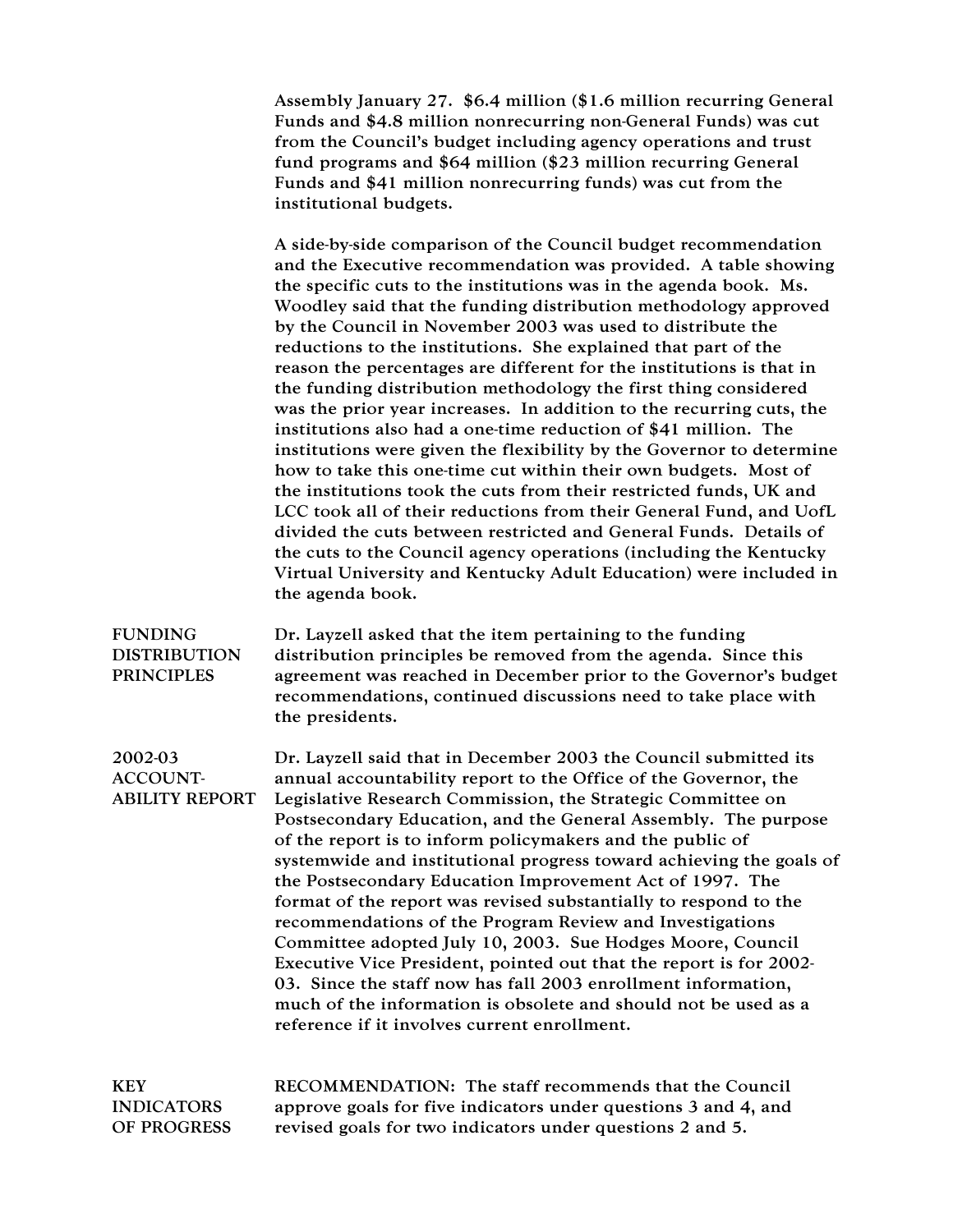Assembly January 27. $6.4 million ($1.6 million recurring General Funds and $4.8 million nonrecurring non-General Funds) was cut from the Council's budget including agency operations and trust fund programs and $64 million ($23 million recurring General Funds and $41 million nonrecurring funds) was cut from the institutional budgets.

A side-by-side comparison of the Council budget recommendation and the Executive recommendation was provided. A table showing the specific cuts to the institutions was in the agenda book. Ms. Woodley said that the funding distribution methodology approved by the Council in November 2003 was used to distribute the reductions to the institutions. She explained that part of the reason the percentages are different for the institutions is that in the funding distribution methodology the first thing considered was the prior year increases. In addition to the recurring cuts, the institutions also had a one-time reduction of $41 million. The institutions were given the flexibility by the Governor to determine how to take this one-time cut within their own budgets. Most of the institutions took the cuts from their restricted funds, UK and LCC took all of their reductions from their General Fund, and UofL divided the cuts between restricted and General Funds. Details of the cuts to the Council agency operations (including the Kentucky Virtual University and Kentucky Adult Education) were included in the agenda book.

**FUNDING DISTRIBUTION PRINCIPLES**

Dr. Layzell asked that the item pertaining to the funding distribution principles be removed from the agenda. Since this agreement was reached in December prior to the Governor's budget recommendations, continued discussions need to take place with the presidents.

**2002-03 ACCOUNTABILITY REPORT**

Dr. Layzell said that in December 2003 the Council submitted its annual accountability report to the Office of the Governor, the Legislative Research Commission, the Strategic Committee on Postsecondary Education, and the General Assembly. The purpose of the report is to inform policymakers and the public of systemwide and institutional progress toward achieving the goals of the Postsecondary Education Improvement Act of 1997. The format of the report was revised substantially to respond to the recommendations of the Program Review and Investigations Committee adopted July 10, 2003. Sue Hodges Moore, Council Executive Vice President, pointed out that the report is for 2002-03. Since the staff now has fall 2003 enrollment information, much of the information is obsolete and should not be used as a reference if it involves current enrollment.

**KEY INDICATORS OF PROGRESS**

RECOMMENDATION: The staff recommends that the Council approve goals for five indicators under questions 3 and 4, and revised goals for two indicators under questions 2 and 5.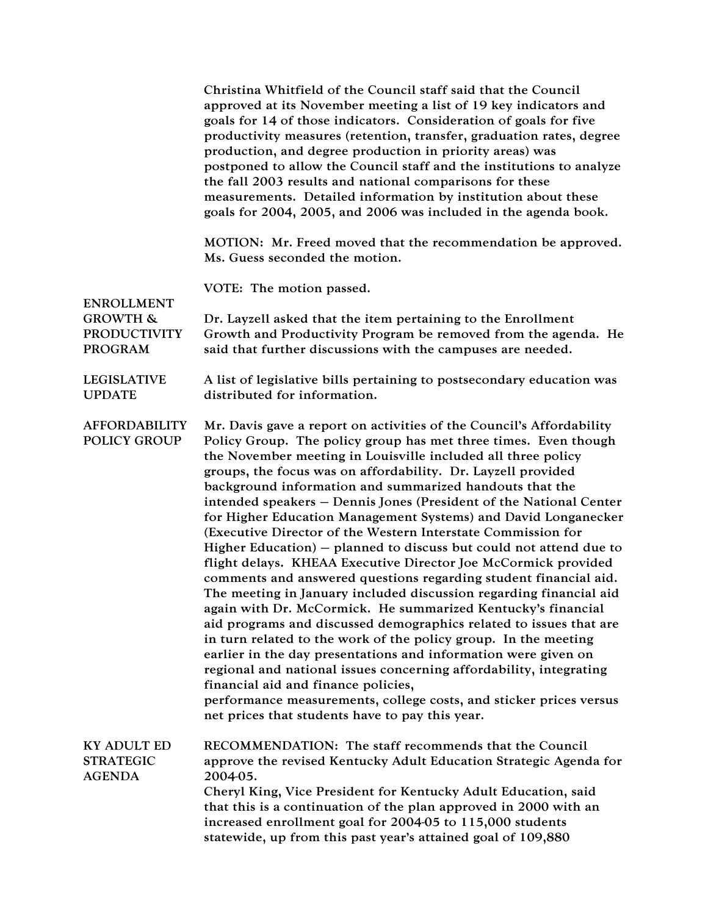Christina Whitfield of the Council staff said that the Council approved at its November meeting a list of 19 key indicators and goals for 14 of those indicators. Consideration of goals for five productivity measures (retention, transfer, graduation rates, degree production, and degree production in priority areas) was postponed to allow the Council staff and the institutions to analyze the fall 2003 results and national comparisons for these measurements. Detailed information by institution about these goals for 2004, 2005, and 2006 was included in the agenda book.

MOTION: Mr. Freed moved that the recommendation be approved. Ms. Guess seconded the motion.

VOTE: The motion passed.

**ENROLLMENT GROWTH & PRODUCTIVITY PROGRAM**

Dr. Layzell asked that the item pertaining to the Enrollment Growth and Productivity Program be removed from the agenda. He said that further discussions with the campuses are needed.

**LEGISLATIVE UPDATE**

A list of legislative bills pertaining to postsecondary education was distributed for information.

**AFFORDABILITY POLICY GROUP**

Mr. Davis gave a report on activities of the Council's Affordability Policy Group. The policy group has met three times. Even though the November meeting in Louisville included all three policy groups, the focus was on affordability. Dr. Layzell provided background information and summarized handouts that the intended speakers – Dennis Jones (President of the National Center for Higher Education Management Systems) and David Longanecker (Executive Director of the Western Interstate Commission for Higher Education) – planned to discuss but could not attend due to flight delays. KHEAA Executive Director Joe McCormick provided comments and answered questions regarding student financial aid. The meeting in January included discussion regarding financial aid again with Dr. McCormick. He summarized Kentucky's financial aid programs and discussed demographics related to issues that are in turn related to the work of the policy group. In the meeting earlier in the day presentations and information were given on regional and national issues concerning affordability, integrating financial aid and finance policies, performance measurements, college costs, and sticker prices versus net prices that students have to pay this year.

**KY ADULT ED STRATEGIC AGENDA**

RECOMMENDATION: The staff recommends that the Council approve the revised Kentucky Adult Education Strategic Agenda for 2004-05.

Cheryl King, Vice President for Kentucky Adult Education, said that this is a continuation of the plan approved in 2000 with an increased enrollment goal for 2004-05 to 115,000 students statewide, up from this past year's attained goal of 109,880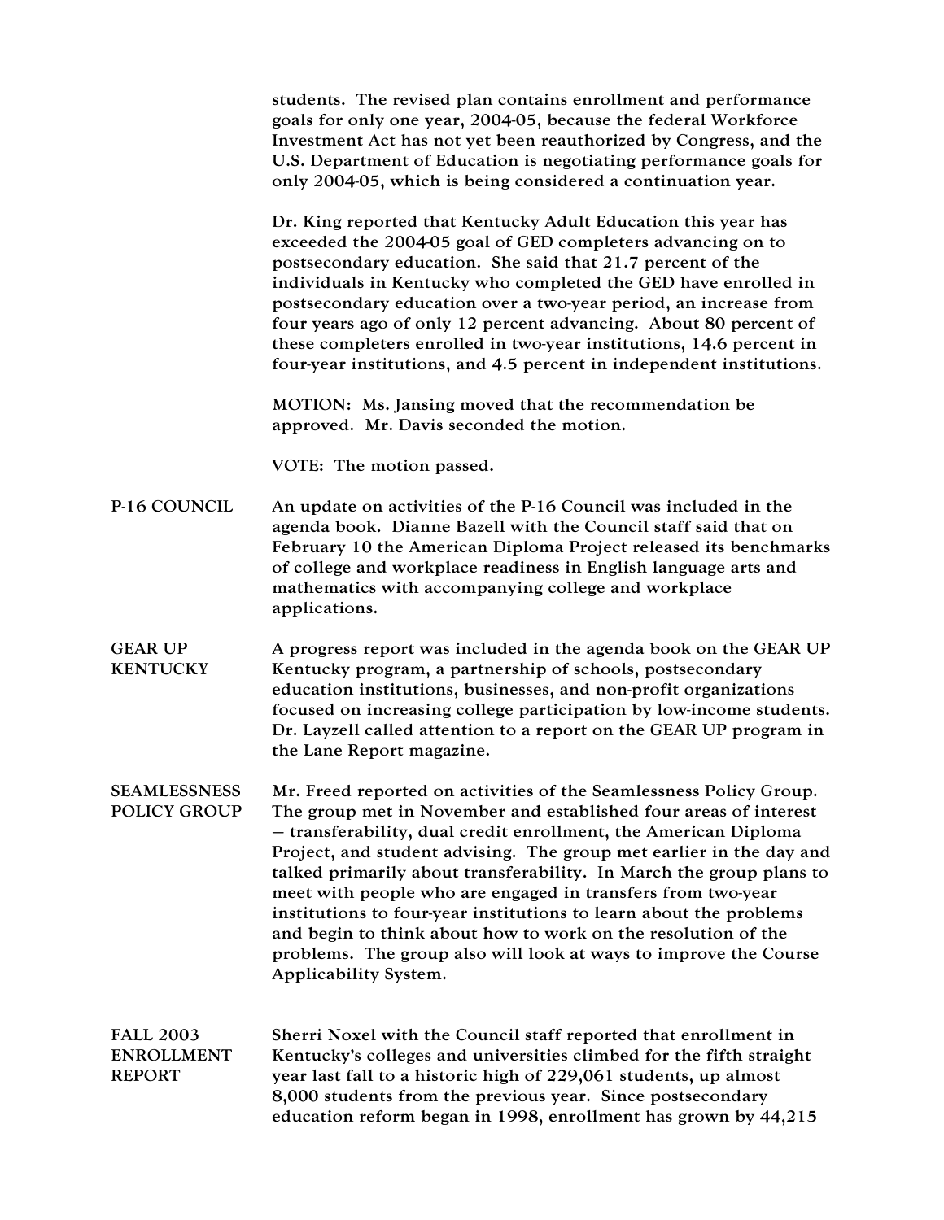students. The revised plan contains enrollment and performance goals for only one year, 2004-05, because the federal Workforce Investment Act has not yet been reauthorized by Congress, and the U.S. Department of Education is negotiating performance goals for only 2004-05, which is being considered a continuation year.

Dr. King reported that Kentucky Adult Education this year has exceeded the 2004-05 goal of GED completers advancing on to postsecondary education. She said that 21.7 percent of the individuals in Kentucky who completed the GED have enrolled in postsecondary education over a two-year period, an increase from four years ago of only 12 percent advancing. About 80 percent of these completers enrolled in two-year institutions, 14.6 percent in four-year institutions, and 4.5 percent in independent institutions.

MOTION: Ms. Jansing moved that the recommendation be approved. Mr. Davis seconded the motion.

VOTE: The motion passed.

**P-16 COUNCIL**

An update on activities of the P-16 Council was included in the agenda book. Dianne Bazell with the Council staff said that on February 10 the American Diploma Project released its benchmarks of college and workplace readiness in English language arts and mathematics with accompanying college and workplace applications.

**GEAR UP KENTUCKY**

A progress report was included in the agenda book on the GEAR UP Kentucky program, a partnership of schools, postsecondary education institutions, businesses, and non-profit organizations focused on increasing college participation by low-income students. Dr. Layzell called attention to a report on the GEAR UP program in the Lane Report magazine.

**SEAMLESSNESS POLICY GROUP**

Mr. Freed reported on activities of the Seamlessness Policy Group. The group met in November and established four areas of interest – transferability, dual credit enrollment, the American Diploma Project, and student advising. The group met earlier in the day and talked primarily about transferability. In March the group plans to meet with people who are engaged in transfers from two-year institutions to four-year institutions to learn about the problems and begin to think about how to work on the resolution of the problems. The group also will look at ways to improve the Course Applicability System.

**FALL 2003 ENROLLMENT REPORT**

Sherri Noxel with the Council staff reported that enrollment in Kentucky's colleges and universities climbed for the fifth straight year last fall to a historic high of 229,061 students, up almost 8,000 students from the previous year. Since postsecondary education reform began in 1998, enrollment has grown by 44,215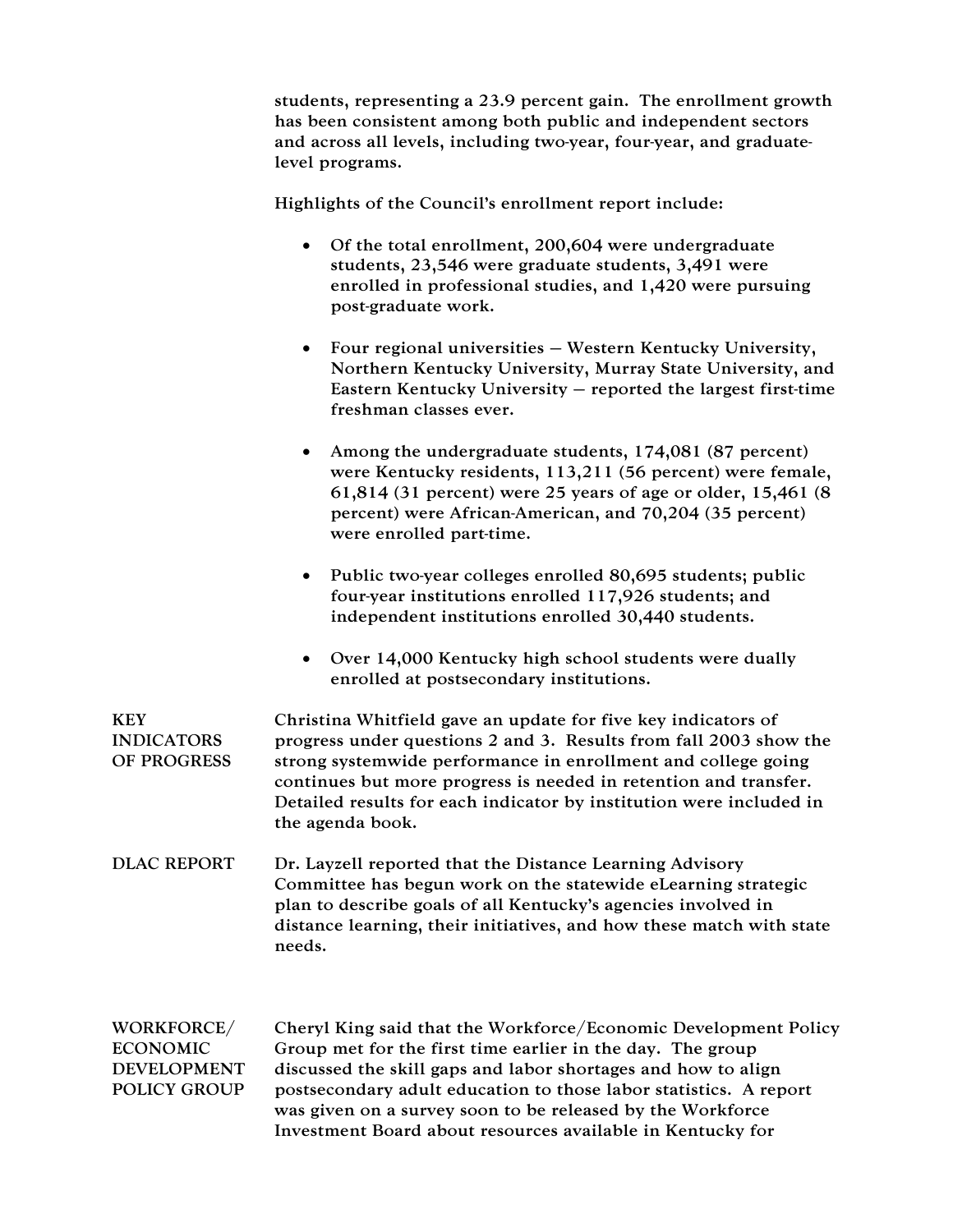students, representing a 23.9 percent gain. The enrollment growth has been consistent among both public and independent sectors and across all levels, including two-year, four-year, and graduate-level programs.

Highlights of the Council's enrollment report include:

- Of the total enrollment, 200,604 were undergraduate students, 23,546 were graduate students, 3,491 were enrolled in professional studies, and 1,420 were pursuing post-graduate work.

- Four regional universities – Western Kentucky University, Northern Kentucky University, Murray State University, and Eastern Kentucky University – reported the largest first-time freshman classes ever.

- Among the undergraduate students, 174,081 (87 percent) were Kentucky residents, 113,211 (56 percent) were female, 61,814 (31 percent) were 25 years of age or older, 15,461 (8 percent) were African-American, and 70,204 (35 percent) were enrolled part-time.

- Public two-year colleges enrolled 80,695 students; public four-year institutions enrolled 117,926 students; and independent institutions enrolled 30,440 students.

- Over 14,000 Kentucky high school students were dually enrolled at postsecondary institutions.

**KEY INDICATORS OF PROGRESS**

Christina Whitfield gave an update for five key indicators of progress under questions 2 and 3. Results from fall 2003 show the strong systemwide performance in enrollment and college going continues but more progress is needed in retention and transfer. Detailed results for each indicator by institution were included in the agenda book.

**DLAC REPORT**

Dr. Layzell reported that the Distance Learning Advisory Committee has begun work on the statewide eLearning strategic plan to describe goals of all Kentucky's agencies involved in distance learning, their initiatives, and how these match with state needs.

**WORKFORCE/ ECONOMIC DEVELOPMENT POLICY GROUP**

Cheryl King said that the Workforce/Economic Development Policy Group met for the first time earlier in the day. The group discussed the skill gaps and labor shortages and how to align postsecondary adult education to those labor statistics. A report was given on a survey soon to be released by the Workforce Investment Board about resources available in Kentucky for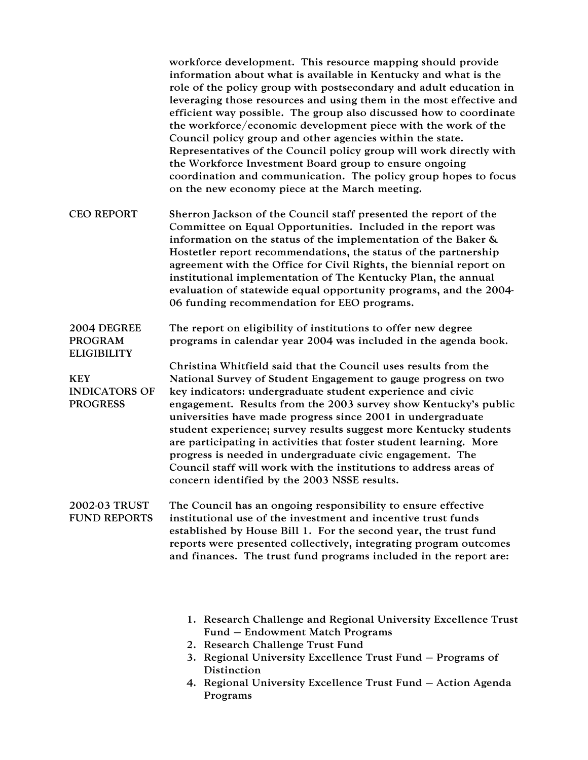workforce development. This resource mapping should provide information about what is available in Kentucky and what is the role of the policy group with postsecondary and adult education in leveraging those resources and using them in the most effective and efficient way possible. The group also discussed how to coordinate the workforce/economic development piece with the work of the Council policy group and other agencies within the state. Representatives of the Council policy group will work directly with the Workforce Investment Board group to ensure ongoing coordination and communication. The policy group hopes to focus on the new economy piece at the March meeting.

**CEO REPORT**

Sherron Jackson of the Council staff presented the report of the Committee on Equal Opportunities. Included in the report was information on the status of the implementation of the Baker & Hostetler report recommendations, the status of the partnership agreement with the Office for Civil Rights, the biennial report on institutional implementation of The Kentucky Plan, the annual evaluation of statewide equal opportunity programs, and the 2004-06 funding recommendation for EEO programs.

**2004 DEGREE PROGRAM ELIGIBILITY**

The report on eligibility of institutions to offer new degree programs in calendar year 2004 was included in the agenda book.

**KEY INDICATORS OF PROGRESS**

Christina Whitfield said that the Council uses results from the National Survey of Student Engagement to gauge progress on two key indicators: undergraduate student experience and civic engagement. Results from the 2003 survey show Kentucky's public universities have made progress since 2001 in undergraduate student experience; survey results suggest more Kentucky students are participating in activities that foster student learning. More progress is needed in undergraduate civic engagement. The Council staff will work with the institutions to address areas of concern identified by the 2003 NSSE results.

**2002-03 TRUST FUND REPORTS**

The Council has an ongoing responsibility to ensure effective institutional use of the investment and incentive trust funds established by House Bill 1. For the second year, the trust fund reports were presented collectively, integrating program outcomes and finances. The trust fund programs included in the report are:

1. Research Challenge and Regional University Excellence Trust Fund – Endowment Match Programs
2. Research Challenge Trust Fund
3. Regional University Excellence Trust Fund – Programs of Distinction
4. Regional University Excellence Trust Fund – Action Agenda Programs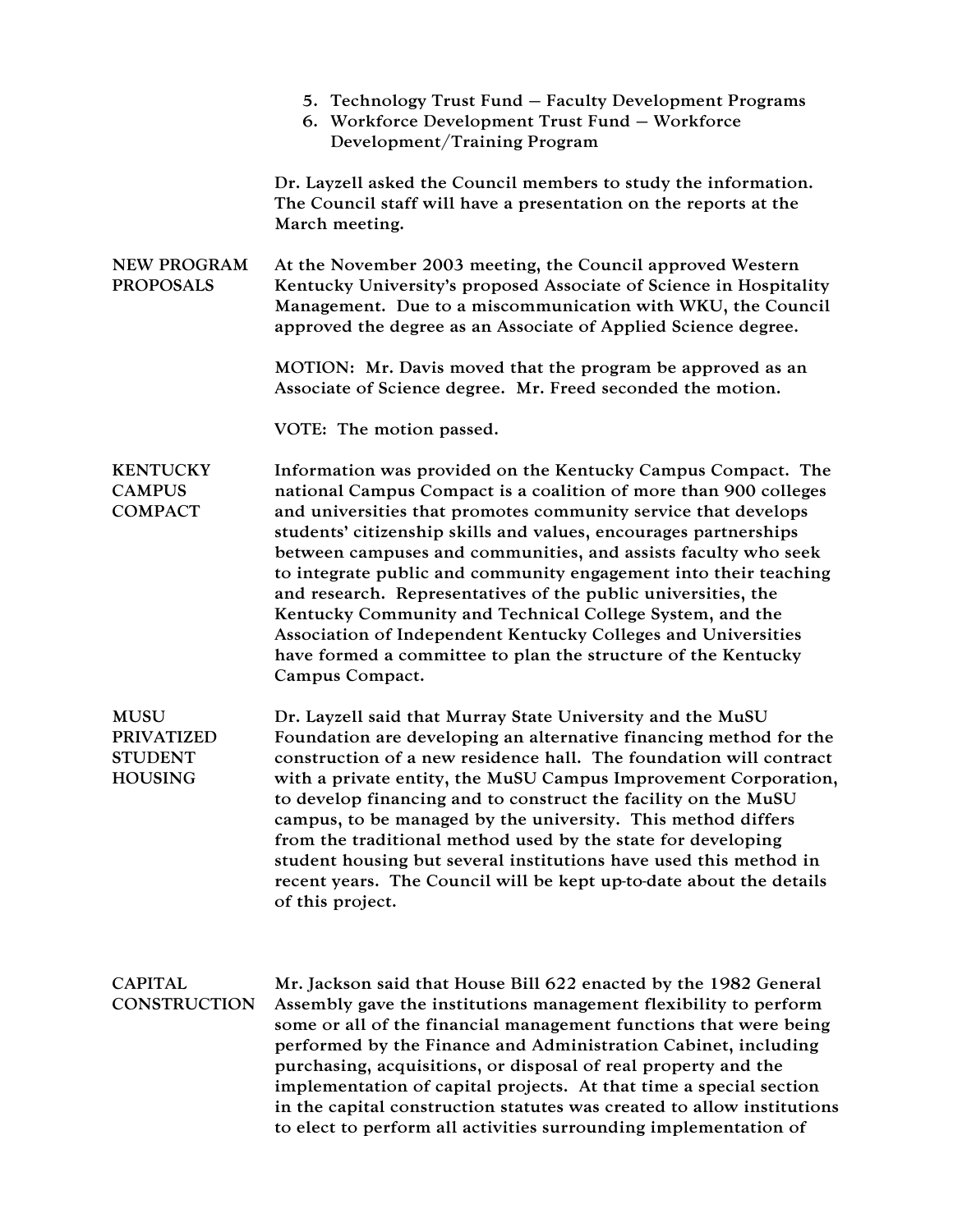5. Technology Trust Fund – Faculty Development Programs
6. Workforce Development Trust Fund – Workforce Development/Training Program

Dr. Layzell asked the Council members to study the information. The Council staff will have a presentation on the reports at the March meeting.

**NEW PROGRAM PROPOSALS**

At the November 2003 meeting, the Council approved Western Kentucky University's proposed Associate of Science in Hospitality Management. Due to a miscommunication with WKU, the Council approved the degree as an Associate of Applied Science degree.

MOTION: Mr. Davis moved that the program be approved as an Associate of Science degree. Mr. Freed seconded the motion.

VOTE: The motion passed.

**KENTUCKY CAMPUS COMPACT**

Information was provided on the Kentucky Campus Compact. The national Campus Compact is a coalition of more than 900 colleges and universities that promotes community service that develops students' citizenship skills and values, encourages partnerships between campuses and communities, and assists faculty who seek to integrate public and community engagement into their teaching and research. Representatives of the public universities, the Kentucky Community and Technical College System, and the Association of Independent Kentucky Colleges and Universities have formed a committee to plan the structure of the Kentucky Campus Compact.

**MUSU PRIVATIZED STUDENT HOUSING**

Dr. Layzell said that Murray State University and the MuSU Foundation are developing an alternative financing method for the construction of a new residence hall. The foundation will contract with a private entity, the MuSU Campus Improvement Corporation, to develop financing and to construct the facility on the MuSU campus, to be managed by the university. This method differs from the traditional method used by the state for developing student housing but several institutions have used this method in recent years. The Council will be kept up-to-date about the details of this project.

**CAPITAL CONSTRUCTION**

Mr. Jackson said that House Bill 622 enacted by the 1982 General Assembly gave the institutions management flexibility to perform some or all of the financial management functions that were being performed by the Finance and Administration Cabinet, including purchasing, acquisitions, or disposal of real property and the implementation of capital projects. At that time a special section in the capital construction statutes was created to allow institutions to elect to perform all activities surrounding implementation of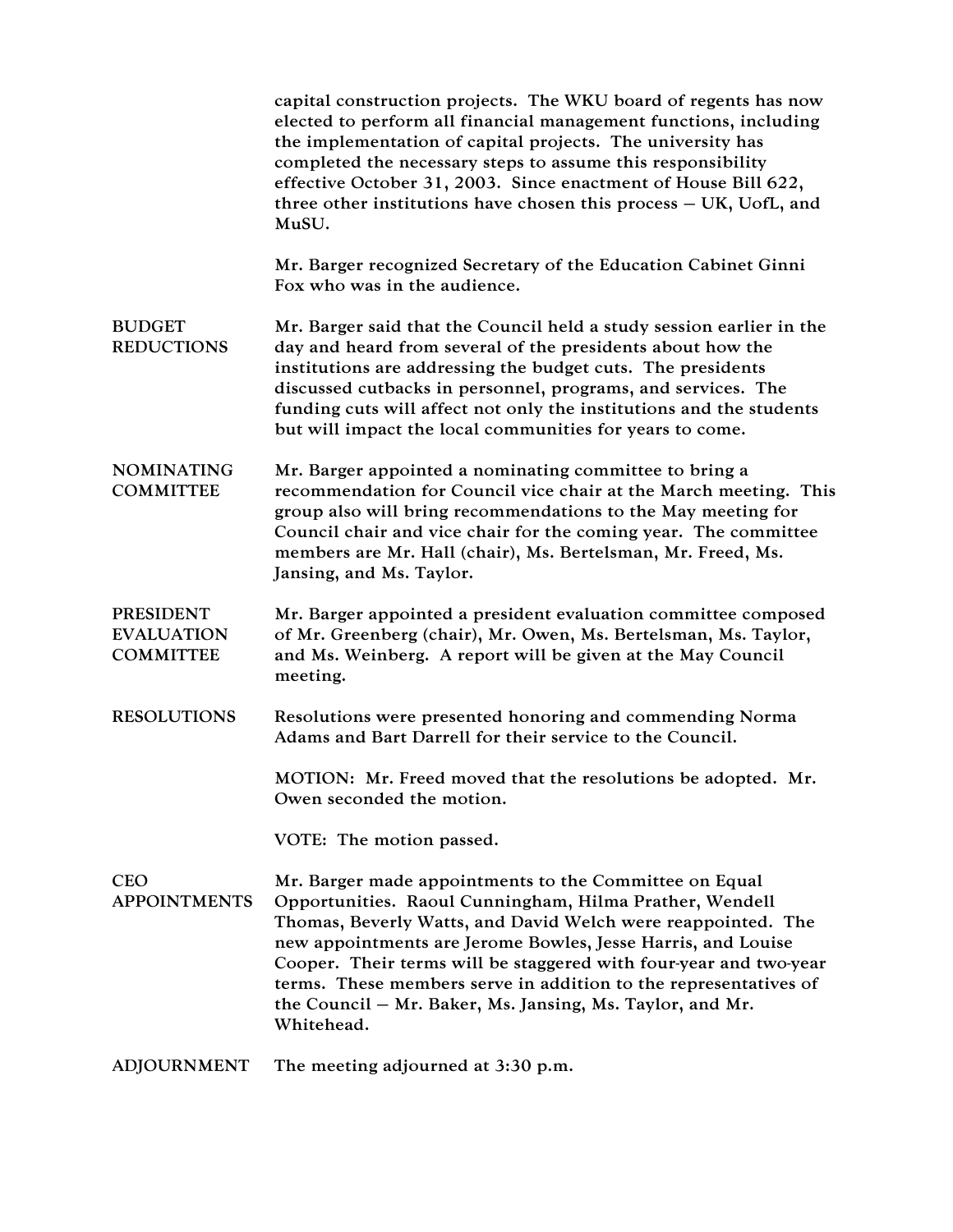capital construction projects. The WKU board of regents has now elected to perform all financial management functions, including the implementation of capital projects. The university has completed the necessary steps to assume this responsibility effective October 31, 2003. Since enactment of House Bill 622, three other institutions have chosen this process – UK, UofL, and MuSU.

Mr. Barger recognized Secretary of the Education Cabinet Ginni Fox who was in the audience.

**BUDGET REDUCTIONS**

Mr. Barger said that the Council held a study session earlier in the day and heard from several of the presidents about how the institutions are addressing the budget cuts. The presidents discussed cutbacks in personnel, programs, and services. The funding cuts will affect not only the institutions and the students but will impact the local communities for years to come.

**NOMINATING COMMITTEE**

Mr. Barger appointed a nominating committee to bring a recommendation for Council vice chair at the March meeting. This group also will bring recommendations to the May meeting for Council chair and vice chair for the coming year. The committee members are Mr. Hall (chair), Ms. Bertelsman, Mr. Freed, Ms. Jansing, and Ms. Taylor.

**PRESIDENT EVALUATION COMMITTEE**

Mr. Barger appointed a president evaluation committee composed of Mr. Greenberg (chair), Mr. Owen, Ms. Bertelsman, Ms. Taylor, and Ms. Weinberg. A report will be given at the May Council meeting.

**RESOLUTIONS**

Resolutions were presented honoring and commending Norma Adams and Bart Darrell for their service to the Council.

MOTION: Mr. Freed moved that the resolutions be adopted. Mr. Owen seconded the motion.

VOTE: The motion passed.

**CEO APPOINTMENTS**

Mr. Barger made appointments to the Committee on Equal Opportunities. Raoul Cunningham, Hilma Prather, Wendell Thomas, Beverly Watts, and David Welch were reappointed. The new appointments are Jerome Bowles, Jesse Harris, and Louise Cooper. Their terms will be staggered with four-year and two-year terms. These members serve in addition to the representatives of the Council – Mr. Baker, Ms. Jansing, Ms. Taylor, and Mr. Whitehead.

**ADJOURNMENT**

The meeting adjourned at 3:30 p.m.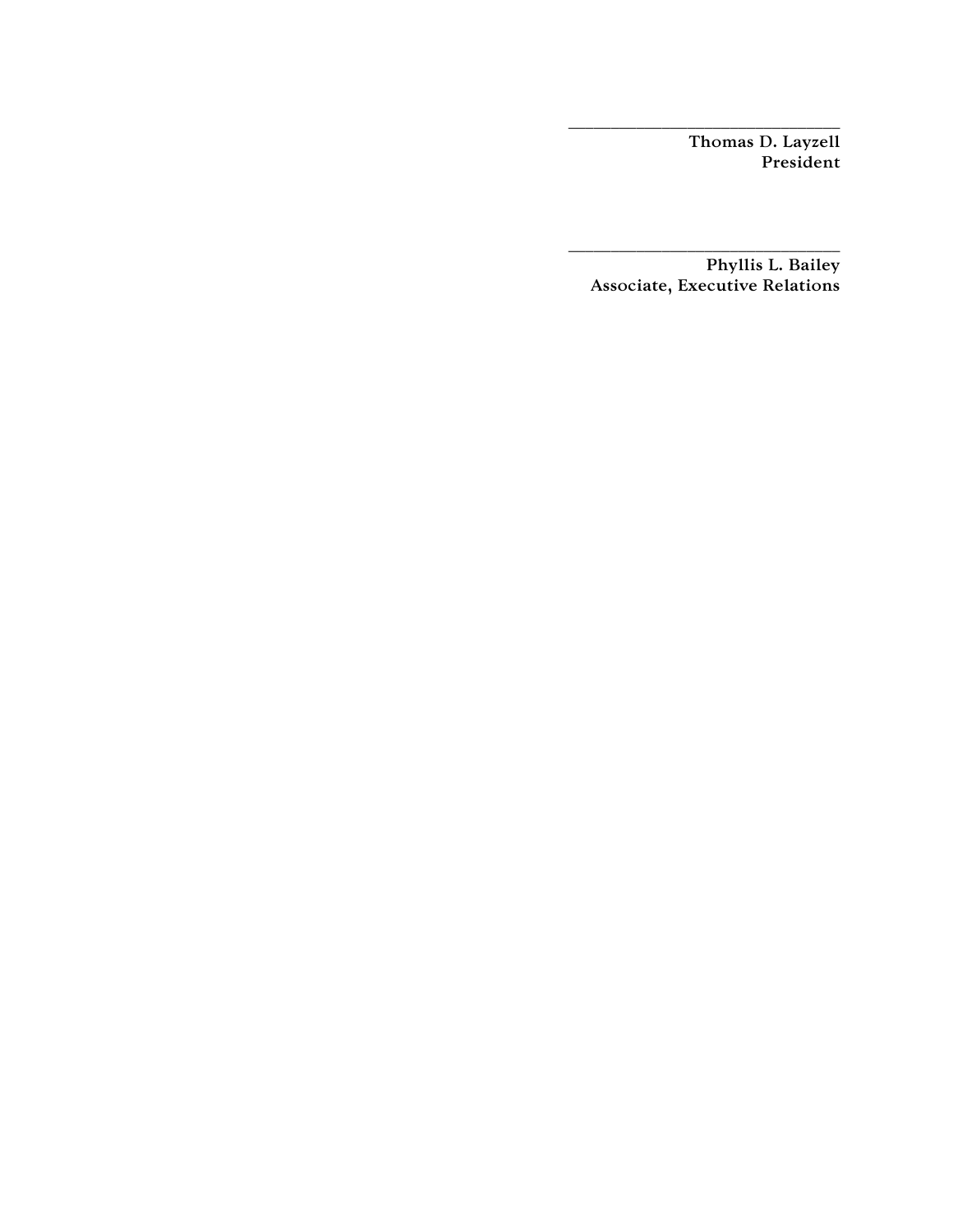\_\_\_\_\_\_\_\_\_\_\_\_\_\_\_\_\_\_\_\_\_\_\_\_\_\_\_\_\_\_

**Thomas D. Layzell**
**President**

\_\_\_\_\_\_\_\_\_\_\_\_\_\_\_\_\_\_\_\_\_\_\_\_\_\_\_\_\_\_

**Phyllis L. Bailey**
**Associate, Executive Relations**